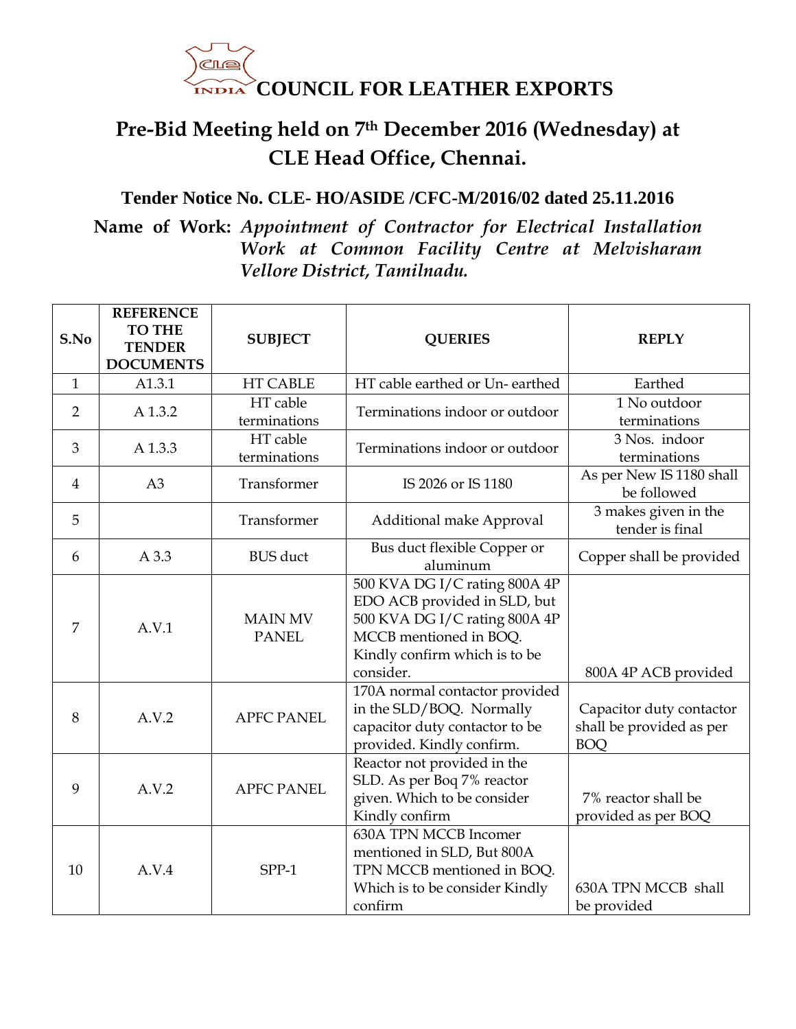# COUNCIL FOR LEATHER EXPORTS

## Pre-Bid Meeting held on 7th December 2016 (Wednesday) at CLE Head Office, Chennai.

### Tender Notice No. CLE- HO/ASIDE /CFC-M/2016/02 dated 25.11.2016

**Name of Work:** *Appointment of Contractor for Electrical Installation Work at Common Facility Centre at Melvisharam Vellore District, Tamilnadu.*

| S.No | REFERENCE TO THE TENDER DOCUMENTS | SUBJECT | QUERIES | REPLY |
|---|---|---|---|---|
| 1 | A1.3.1 | HT CABLE | HT cable earthed or Un- earthed | Earthed |
| 2 | A 1.3.2 | HT cable terminations | Terminations indoor or outdoor | 1 No outdoor terminations |
| 3 | A 1.3.3 | HT cable terminations | Terminations indoor or outdoor | 3 Nos. indoor terminations |
| 4 | A3 | Transformer | IS 2026 or IS 1180 | As per New IS 1180 shall be followed |
| 5 | | Transformer | Additional make Approval | 3 makes given in the tender is final |
| 6 | A 3.3 | BUS duct | Bus duct flexible Copper or aluminum | Copper shall be provided |
| 7 | A.V.1 | MAIN MV PANEL | 500 KVA DG I/C rating 800A 4P EDO ACB provided in SLD, but 500 KVA DG I/C rating 800A 4P MCCB mentioned in BOQ. Kindly confirm which is to be consider. | 800A 4P ACB provided |
| 8 | A.V.2 | APFC PANEL | 170A normal contactor provided in the SLD/BOQ. Normally capacitor duty contactor to be provided. Kindly confirm. | Capacitor duty contactor shall be provided as per BOQ |
| 9 | A.V.2 | APFC PANEL | Reactor not provided in the SLD. As per Boq 7% reactor given. Which to be consider Kindly confirm | 7% reactor shall be provided as per BOQ |
| 10 | A.V.4 | SPP-1 | 630A TPN MCCB Incomer mentioned in SLD, But 800A TPN MCCB mentioned in BOQ. Which is to be consider Kindly confirm | 630A TPN MCCB shall be provided |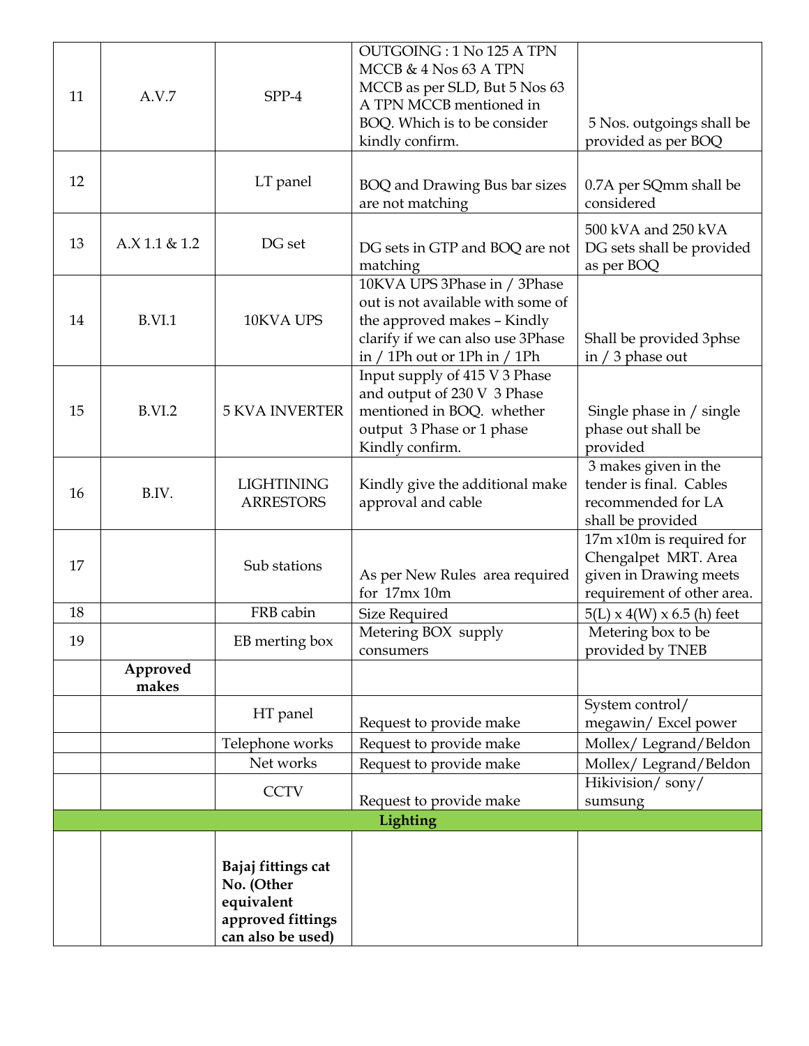| | | | | |
|---|---|---|---|---|
| 11 | A.V.7 | SPP-4 | OUTGOING : 1 No 125 A TPN MCCB & 4 Nos 63 A TPN MCCB as per SLD, But 5 Nos 63 A TPN MCCB mentioned in BOQ. Which is to be consider kindly confirm. | 5 Nos. outgoings shall be provided as per BOQ |
| 12 | | LT panel | BOQ and Drawing Bus bar sizes are not matching | 0.7A per SQmm shall be considered |
| 13 | A.X 1.1 & 1.2 | DG set | DG sets in GTP and BOQ are not matching | 500 kVA and 250 kVA DG sets shall be provided as per BOQ |
| 14 | B.VI.1 | 10KVA UPS | 10KVA UPS 3Phase in / 3Phase out is not available with some of the approved makes – Kindly clarify if we can also use 3Phase in / 1Ph out or 1Ph in / 1Ph | Shall be provided 3phse in / 3 phase out |
| 15 | B.VI.2 | 5 KVA INVERTER | Input supply of 415 V 3 Phase and output of 230 V 3 Phase mentioned in BOQ. whether output 3 Phase or 1 phase Kindly confirm. | Single phase in / single phase out shall be provided |
| 16 | B.IV. | LIGHTINING ARRESTORS | Kindly give the additional make approval and cable | 3 makes given in the tender is final. Cables recommended for LA shall be provided |
| 17 | | Sub stations | As per New Rules area required for 17mx 10m | 17m x10m is required for Chengalpet MRT. Area given in Drawing meets requirement of other area. |
| 18 | | FRB cabin | Size Required | 5(L) x 4(W) x 6.5 (h) feet |
| 19 | | EB merting box | Metering BOX supply consumers | Metering box to be provided by TNEB |
| | **Approved makes** | | | |
| | | HT panel | Request to provide make | System control/ megawin/ Excel power |
| | | Telephone works | Request to provide make | Mollex/ Legrand/Beldon |
| | | Net works | Request to provide make | Mollex/ Legrand/Beldon |
| | | CCTV | Request to provide make | Hikivision/ sony/ sumsung |
| | | **Lighting** | | |
| | | **Bajaj fittings cat No. (Other equivalent approved fittings can also be used)** | | |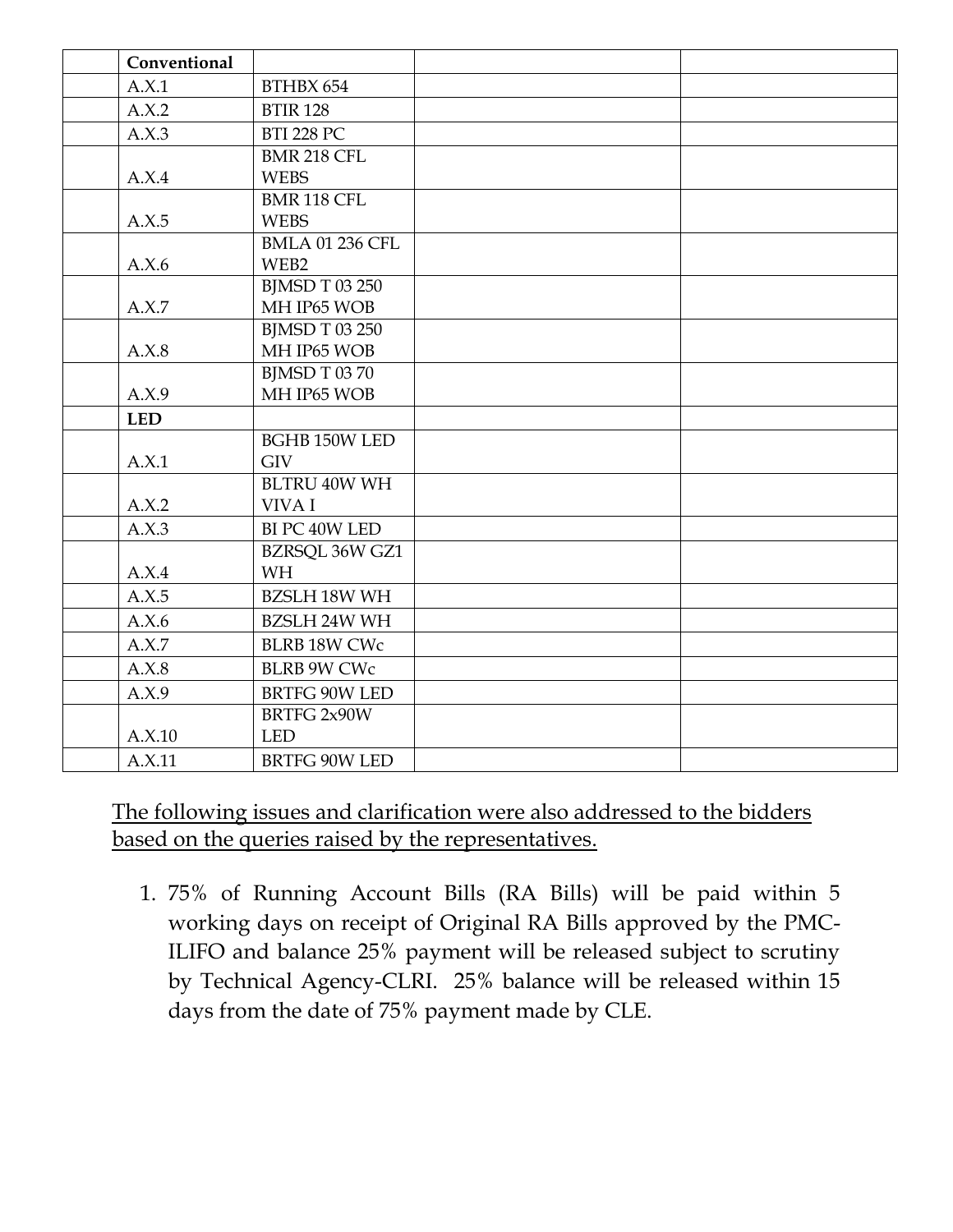| | Conventional | | | |
|---|---|---|---|---|
| | A.X.1 | BTHBX 654 | | |
| | A.X.2 | BTIR 128 | | |
| | A.X.3 | BTI 228 PC | | |
| | A.X.4 | BMR 218 CFL WEBS | | |
| | A.X.5 | BMR 118 CFL WEBS | | |
| | A.X.6 | BMLA 01 236 CFL WEB2 | | |
| | A.X.7 | BJMSD T 03 250 MH IP65 WOB | | |
| | A.X.8 | BJMSD T 03 250 MH IP65 WOB | | |
| | A.X.9 | BJMSD T 03 70 MH IP65 WOB | | |
| | **LED** | | | |
| | A.X.1 | BGHB 150W LED GIV | | |
| | A.X.2 | BLTRU 40W WH VIVA I | | |
| | A.X.3 | BI PC 40W LED | | |
| | A.X.4 | BZRSQL 36W GZ1 WH | | |
| | A.X.5 | BZSLH 18W WH | | |
| | A.X.6 | BZSLH 24W WH | | |
| | A.X.7 | BLRB 18W CWc | | |
| | A.X.8 | BLRB 9W CWc | | |
| | A.X.9 | BRTFG 90W LED | | |
| | A.X.10 | BRTFG 2x90W LED | | |
| | A.X.11 | BRTFG 90W LED | | |

<u>The following issues and clarification were also addressed to the bidders based on the queries raised by the representatives.</u>

1. 75% of Running Account Bills (RA Bills) will be paid within 5 working days on receipt of Original RA Bills approved by the PMC-ILIFO and balance 25% payment will be released subject to scrutiny by Technical Agency-CLRI. 25% balance will be released within 15 days from the date of 75% payment made by CLE.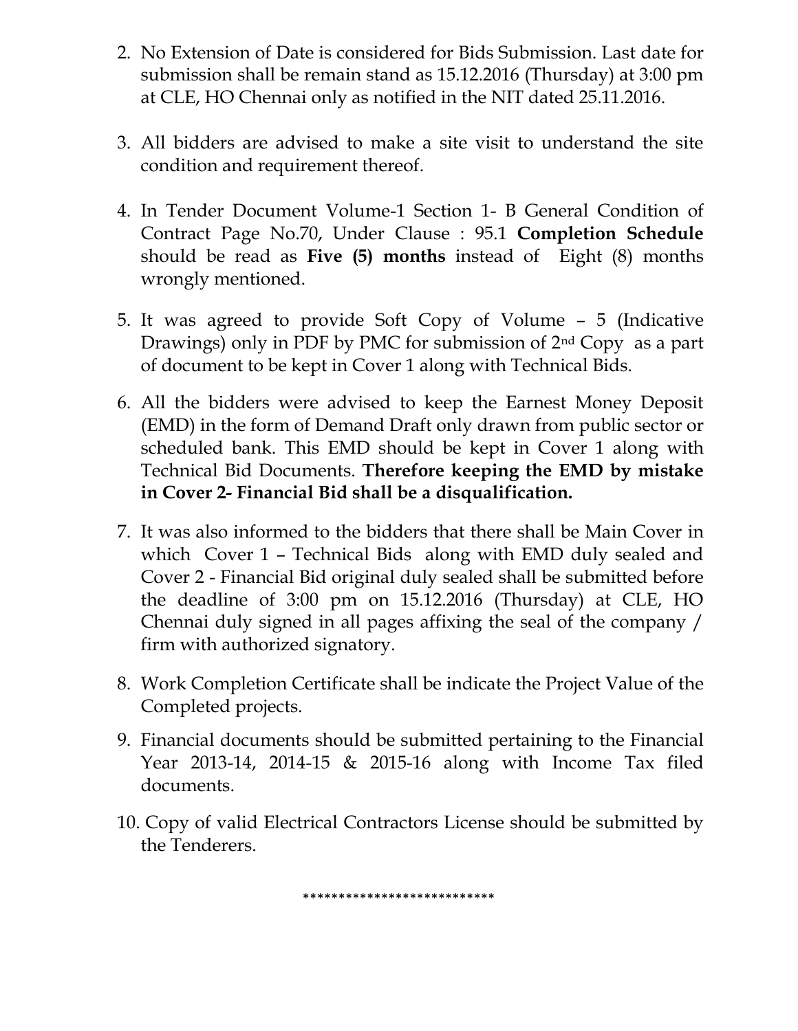2. No Extension of Date is considered for Bids Submission. Last date for submission shall be remain stand as 15.12.2016 (Thursday) at 3:00 pm at CLE, HO Chennai only as notified in the NIT dated 25.11.2016.

3. All bidders are advised to make a site visit to understand the site condition and requirement thereof.

4. In Tender Document Volume-1 Section 1- B General Condition of Contract Page No.70, Under Clause : 95.1 **Completion Schedule** should be read as **Five (5) months** instead of Eight (8) months wrongly mentioned.

5. It was agreed to provide Soft Copy of Volume – 5 (Indicative Drawings) only in PDF by PMC for submission of 2nd Copy as a part of document to be kept in Cover 1 along with Technical Bids.

6. All the bidders were advised to keep the Earnest Money Deposit (EMD) in the form of Demand Draft only drawn from public sector or scheduled bank. This EMD should be kept in Cover 1 along with Technical Bid Documents. **Therefore keeping the EMD by mistake in Cover 2- Financial Bid shall be a disqualification.**

7. It was also informed to the bidders that there shall be Main Cover in which Cover 1 – Technical Bids along with EMD duly sealed and Cover 2 - Financial Bid original duly sealed shall be submitted before the deadline of 3:00 pm on 15.12.2016 (Thursday) at CLE, HO Chennai duly signed in all pages affixing the seal of the company / firm with authorized signatory.

8. Work Completion Certificate shall be indicate the Project Value of the Completed projects.

9. Financial documents should be submitted pertaining to the Financial Year 2013-14, 2014-15 & 2015-16 along with Income Tax filed documents.

10. Copy of valid Electrical Contractors License should be submitted by the Tenderers.

***************************